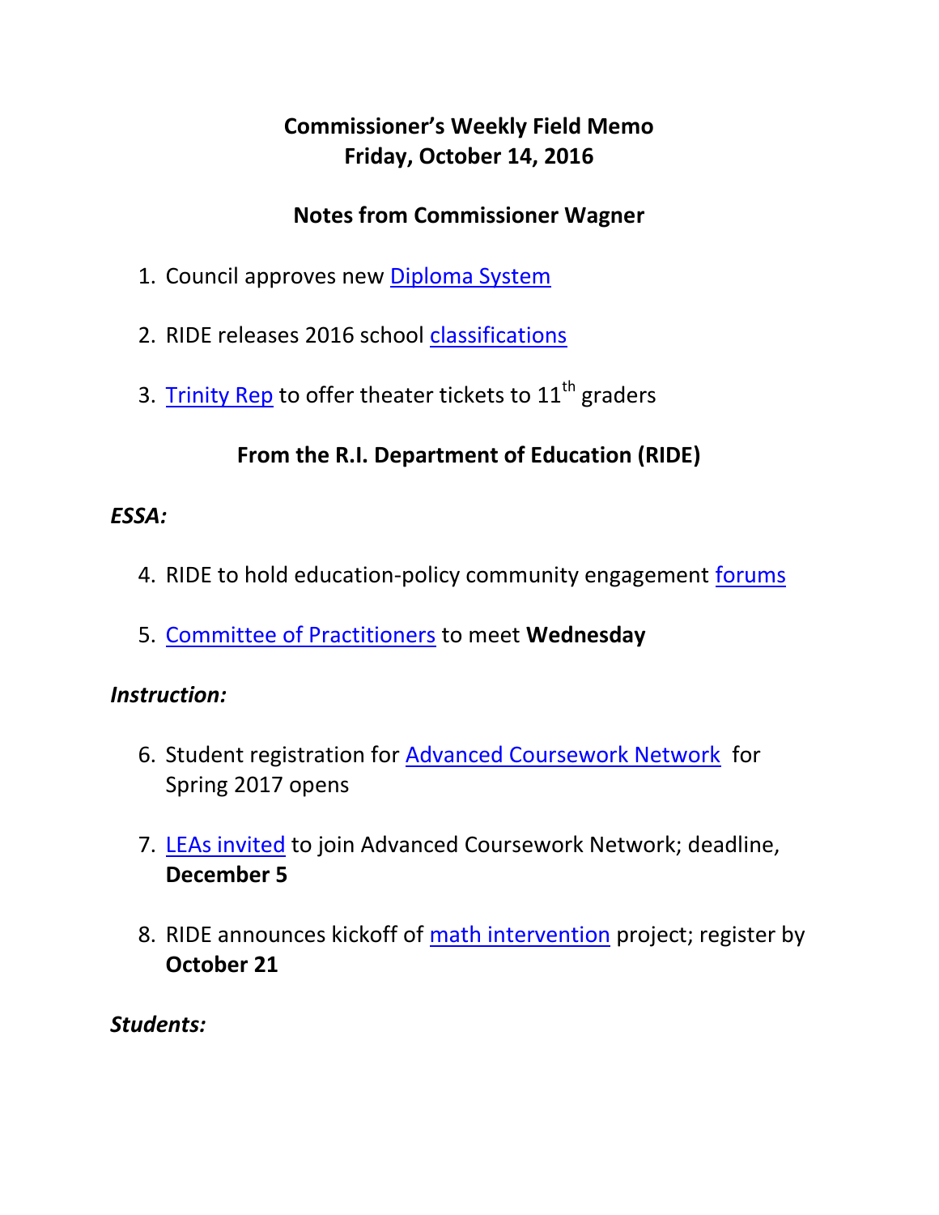# Commissioner's Weekly Field Memo
# Friday, October 14, 2016

## Notes from Commissioner Wagner

1. Council approves new Diploma System
2. RIDE releases 2016 school classifications
3. Trinity Rep to offer theater tickets to 11th graders

## From the R.I. Department of Education (RIDE)

*ESSA:*

4. RIDE to hold education-policy community engagement forums
5. Committee of Practitioners to meet **Wednesday**

*Instruction:*

6. Student registration for Advanced Coursework Network for Spring 2017 opens
7. LEAs invited to join Advanced Coursework Network; deadline, **December 5**
8. RIDE announces kickoff of math intervention project; register by **October 21**

*Students:*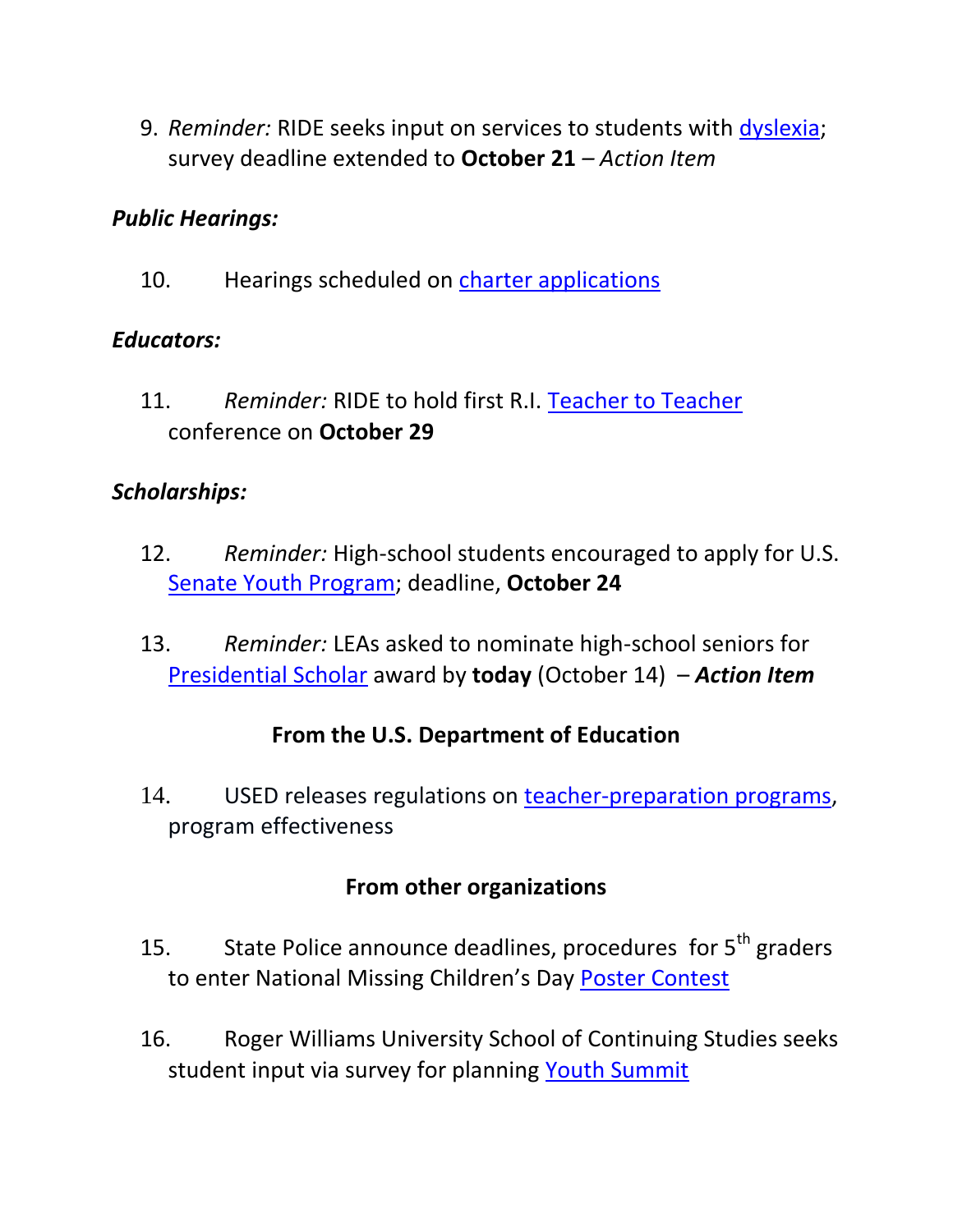9. *Reminder:* RIDE seeks input on services to students with dyslexia; survey deadline extended to **October 21** – *Action Item*

***Public Hearings:***

10. Hearings scheduled on charter applications

***Educators:***

11. *Reminder:* RIDE to hold first R.I. Teacher to Teacher conference on **October 29**

***Scholarships:***

12. *Reminder:* High-school students encouraged to apply for U.S. Senate Youth Program; deadline, **October 24**

13. *Reminder:* LEAs asked to nominate high-school seniors for Presidential Scholar award by **today** (October 14) – ***Action Item***

## From the U.S. Department of Education

14. USED releases regulations on teacher-preparation programs, program effectiveness

## From other organizations

15. State Police announce deadlines, procedures for 5th graders to enter National Missing Children's Day Poster Contest

16. Roger Williams University School of Continuing Studies seeks student input via survey for planning Youth Summit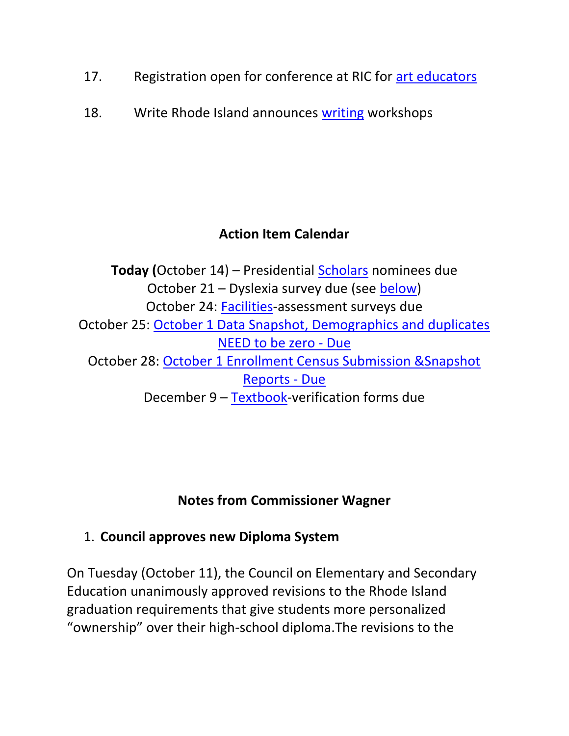17. Registration open for conference at RIC for art educators

18. Write Rhode Island announces writing workshops

## Action Item Calendar

**Today (**October 14) – Presidential Scholars nominees due
October 21 – Dyslexia survey due (see below)
October 24: Facilities-assessment surveys due
October 25: October 1 Data Snapshot, Demographics and duplicates NEED to be zero - Due
October 28: October 1 Enrollment Census Submission &Snapshot Reports - Due
December 9 – Textbook-verification forms due

## Notes from Commissioner Wagner

1. **Council approves new Diploma System**

On Tuesday (October 11), the Council on Elementary and Secondary Education unanimously approved revisions to the Rhode Island graduation requirements that give students more personalized "ownership" over their high-school diploma.The revisions to the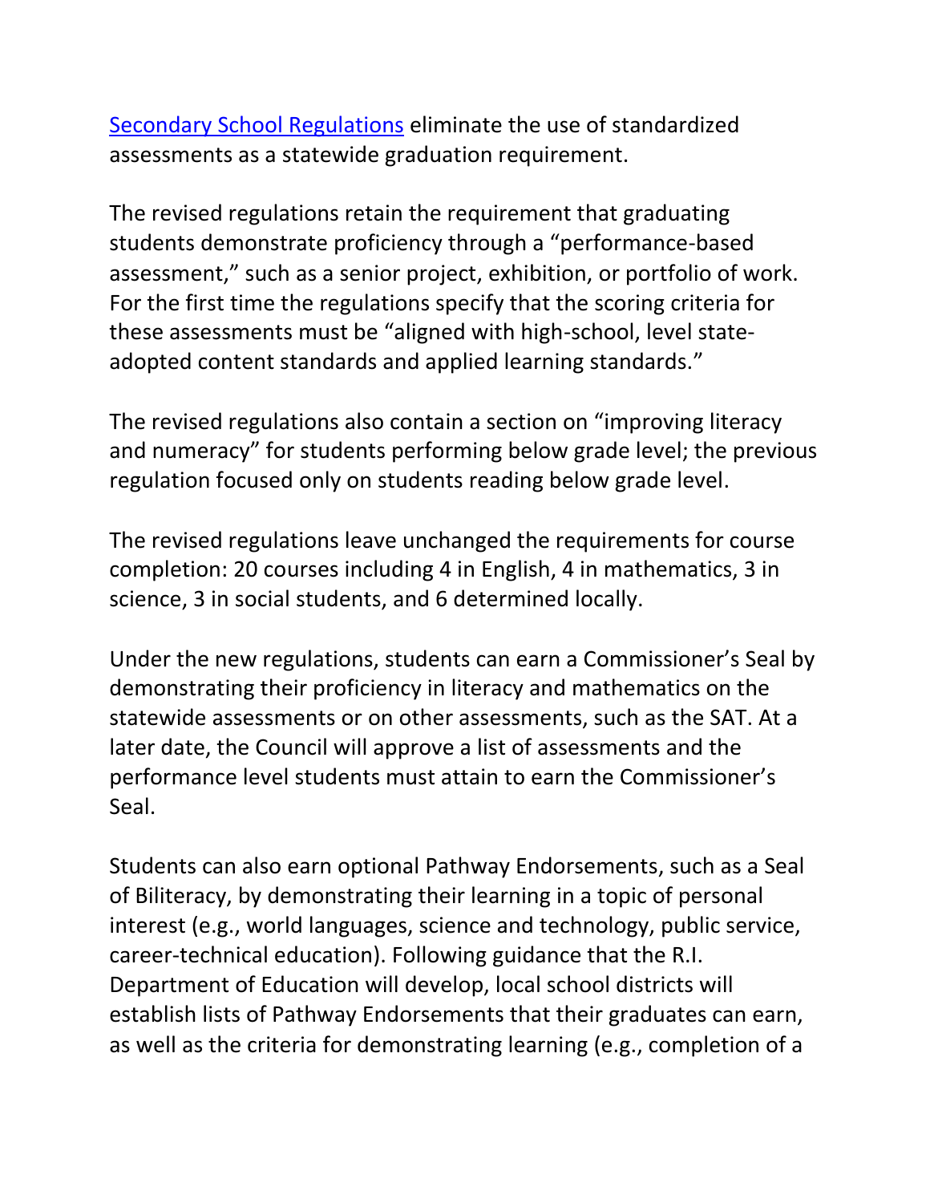[Secondary School Regulations] eliminate the use of standardized assessments as a statewide graduation requirement.

The revised regulations retain the requirement that graduating students demonstrate proficiency through a "performance-based assessment," such as a senior project, exhibition, or portfolio of work. For the first time the regulations specify that the scoring criteria for these assessments must be "aligned with high-school, level state-adopted content standards and applied learning standards."

The revised regulations also contain a section on "improving literacy and numeracy" for students performing below grade level; the previous regulation focused only on students reading below grade level.

The revised regulations leave unchanged the requirements for course completion: 20 courses including 4 in English, 4 in mathematics, 3 in science, 3 in social students, and 6 determined locally.

Under the new regulations, students can earn a Commissioner's Seal by demonstrating their proficiency in literacy and mathematics on the statewide assessments or on other assessments, such as the SAT. At a later date, the Council will approve a list of assessments and the performance level students must attain to earn the Commissioner's Seal.

Students can also earn optional Pathway Endorsements, such as a Seal of Biliteracy, by demonstrating their learning in a topic of personal interest (e.g., world languages, science and technology, public service, career-technical education). Following guidance that the R.I. Department of Education will develop, local school districts will establish lists of Pathway Endorsements that their graduates can earn, as well as the criteria for demonstrating learning (e.g., completion of a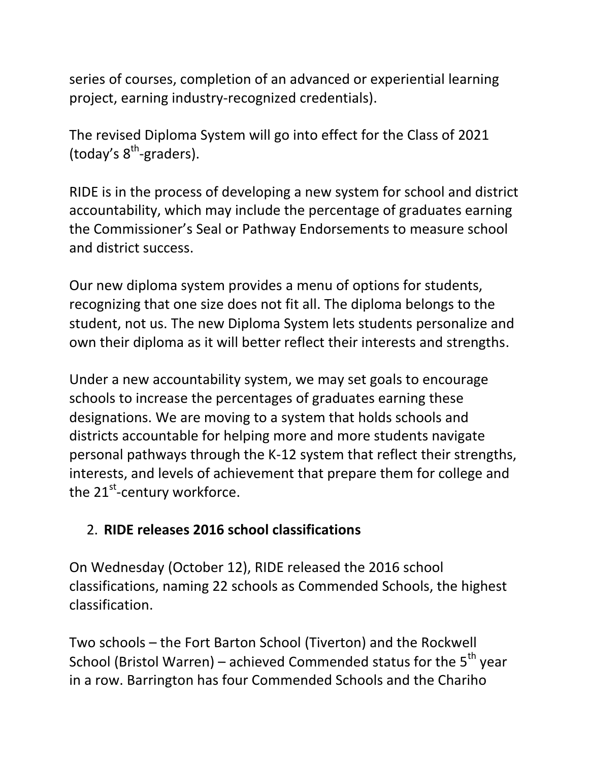series of courses, completion of an advanced or experiential learning project, earning industry-recognized credentials).

The revised Diploma System will go into effect for the Class of 2021 (today's 8th-graders).

RIDE is in the process of developing a new system for school and district accountability, which may include the percentage of graduates earning the Commissioner's Seal or Pathway Endorsements to measure school and district success.

Our new diploma system provides a menu of options for students, recognizing that one size does not fit all. The diploma belongs to the student, not us. The new Diploma System lets students personalize and own their diploma as it will better reflect their interests and strengths.

Under a new accountability system, we may set goals to encourage schools to increase the percentages of graduates earning these designations. We are moving to a system that holds schools and districts accountable for helping more and more students navigate personal pathways through the K-12 system that reflect their strengths, interests, and levels of achievement that prepare them for college and the 21st-century workforce.

2. **RIDE releases 2016 school classifications**

On Wednesday (October 12), RIDE released the 2016 school classifications, naming 22 schools as Commended Schools, the highest classification.

Two schools – the Fort Barton School (Tiverton) and the Rockwell School (Bristol Warren) – achieved Commended status for the 5th year in a row. Barrington has four Commended Schools and the Chariho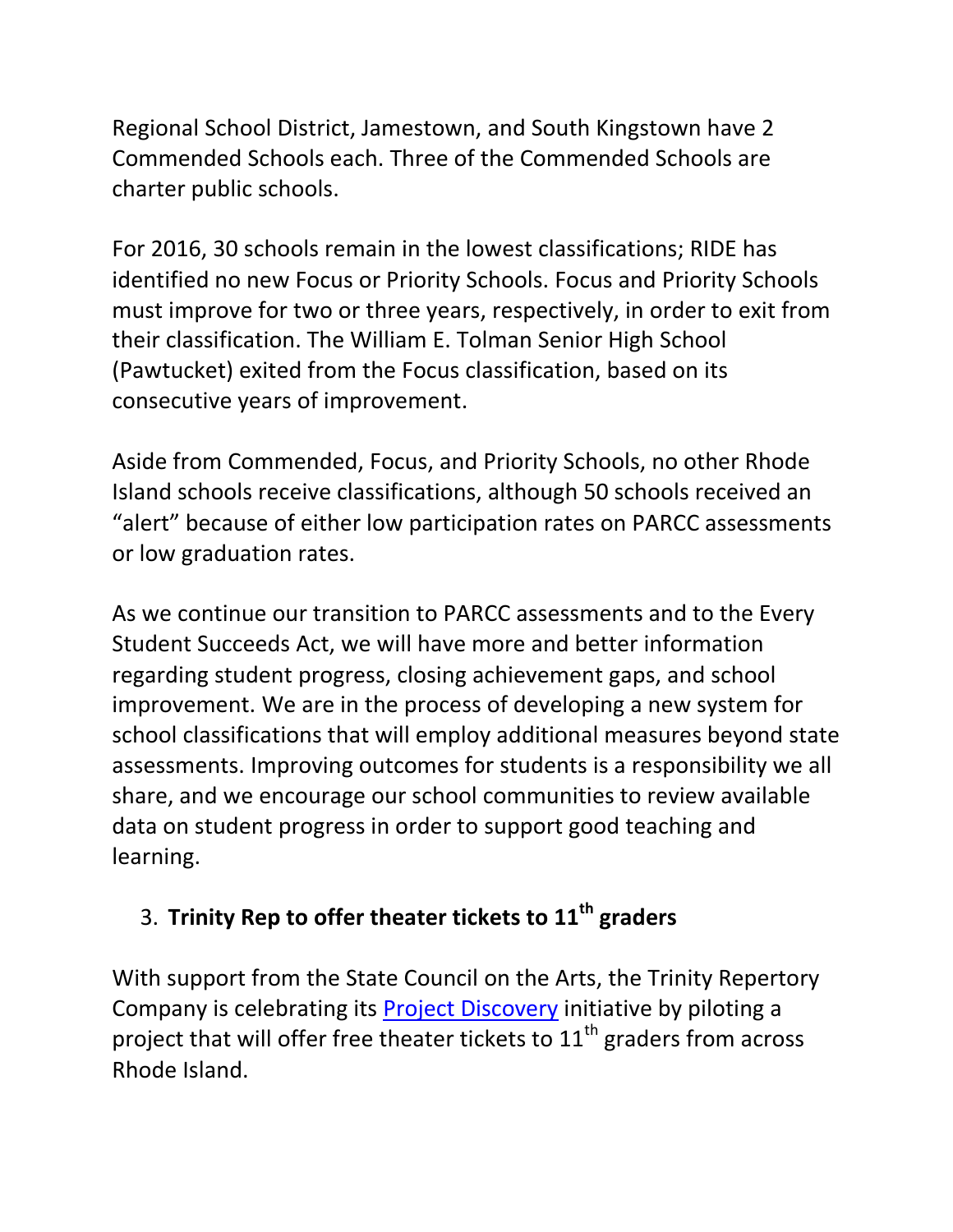Regional School District, Jamestown, and South Kingstown have 2 Commended Schools each. Three of the Commended Schools are charter public schools.

For 2016, 30 schools remain in the lowest classifications; RIDE has identified no new Focus or Priority Schools. Focus and Priority Schools must improve for two or three years, respectively, in order to exit from their classification. The William E. Tolman Senior High School (Pawtucket) exited from the Focus classification, based on its consecutive years of improvement.

Aside from Commended, Focus, and Priority Schools, no other Rhode Island schools receive classifications, although 50 schools received an “alert” because of either low participation rates on PARCC assessments or low graduation rates.

As we continue our transition to PARCC assessments and to the Every Student Succeeds Act, we will have more and better information regarding student progress, closing achievement gaps, and school improvement. We are in the process of developing a new system for school classifications that will employ additional measures beyond state assessments. Improving outcomes for students is a responsibility we all share, and we encourage our school communities to review available data on student progress in order to support good teaching and learning.

3. **Trinity Rep to offer theater tickets to 11th graders**

With support from the State Council on the Arts, the Trinity Repertory Company is celebrating its Project Discovery initiative by piloting a project that will offer free theater tickets to 11th graders from across Rhode Island.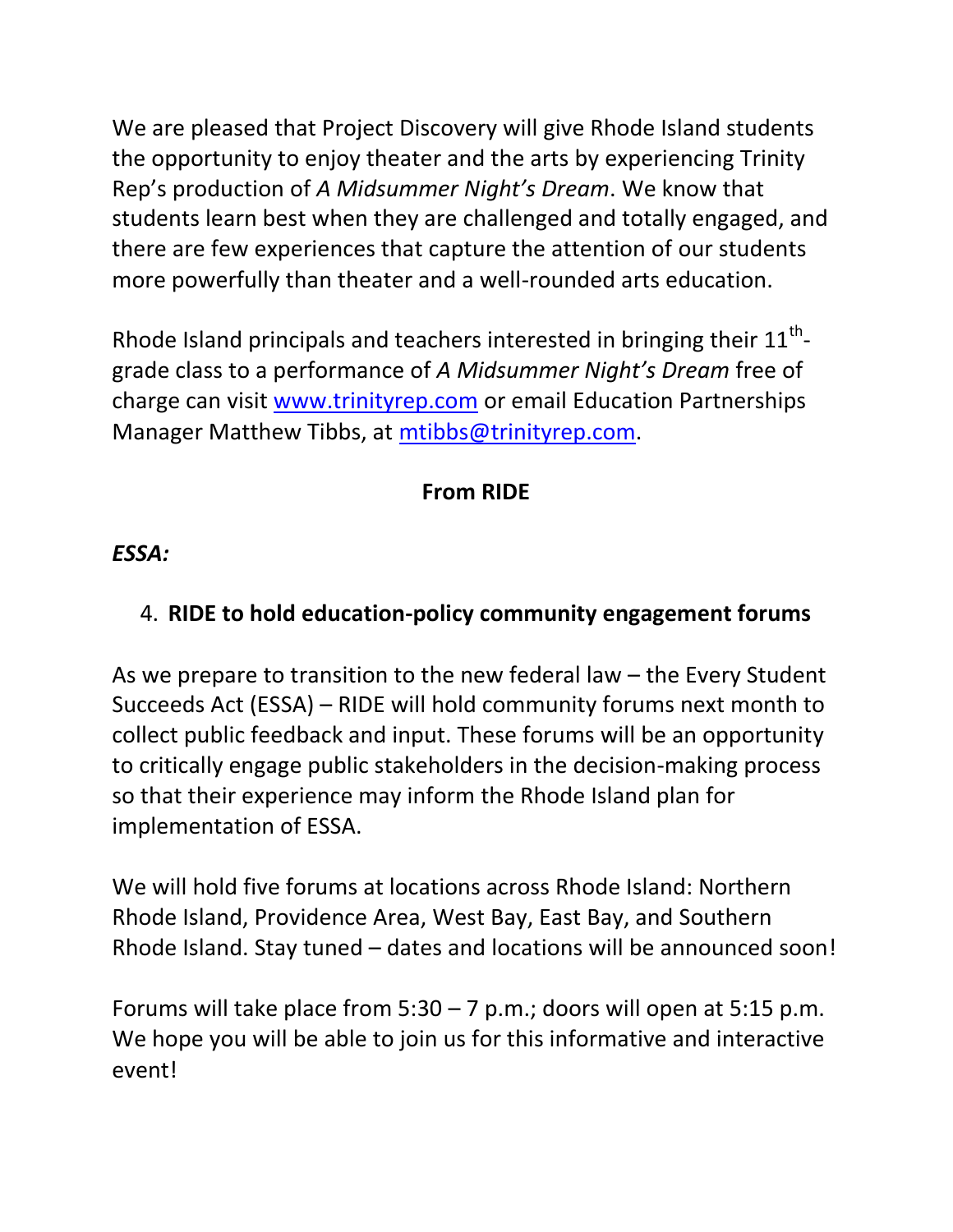We are pleased that Project Discovery will give Rhode Island students the opportunity to enjoy theater and the arts by experiencing Trinity Rep's production of *A Midsummer Night's Dream*. We know that students learn best when they are challenged and totally engaged, and there are few experiences that capture the attention of our students more powerfully than theater and a well-rounded arts education.

Rhode Island principals and teachers interested in bringing their 11th-grade class to a performance of *A Midsummer Night's Dream* free of charge can visit [www.trinityrep.com](http://www.trinityrep.com) or email Education Partnerships Manager Matthew Tibbs, at [mtibbs@trinityrep.com](mailto:mtibbs@trinityrep.com).

**From RIDE**

***ESSA:***

4. **RIDE to hold education-policy community engagement forums**

As we prepare to transition to the new federal law – the Every Student Succeeds Act (ESSA) – RIDE will hold community forums next month to collect public feedback and input. These forums will be an opportunity to critically engage public stakeholders in the decision-making process so that their experience may inform the Rhode Island plan for implementation of ESSA.

We will hold five forums at locations across Rhode Island: Northern Rhode Island, Providence Area, West Bay, East Bay, and Southern Rhode Island. Stay tuned – dates and locations will be announced soon!

Forums will take place from 5:30 – 7 p.m.; doors will open at 5:15 p.m. We hope you will be able to join us for this informative and interactive event!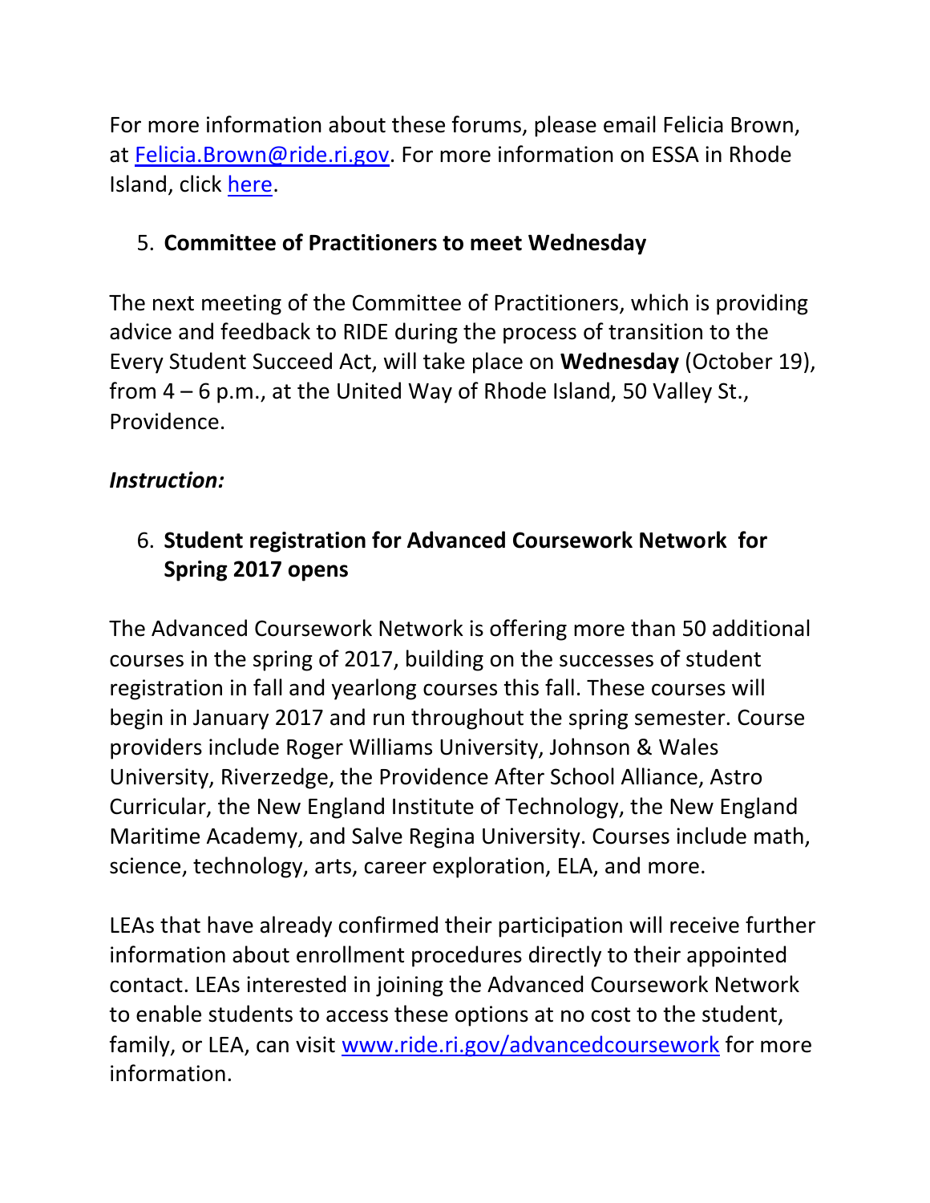For more information about these forums, please email Felicia Brown, at [Felicia.Brown@ride.ri.gov](mailto:Felicia.Brown@ride.ri.gov). For more information on ESSA in Rhode Island, click [here]().

5. **Committee of Practitioners to meet Wednesday**

The next meeting of the Committee of Practitioners, which is providing advice and feedback to RIDE during the process of transition to the Every Student Succeed Act, will take place on **Wednesday** (October 19), from 4 – 6 p.m., at the United Way of Rhode Island, 50 Valley St., Providence.

***Instruction:***

6. **Student registration for Advanced Coursework Network for Spring 2017 opens**

The Advanced Coursework Network is offering more than 50 additional courses in the spring of 2017, building on the successes of student registration in fall and yearlong courses this fall. These courses will begin in January 2017 and run throughout the spring semester. Course providers include Roger Williams University, Johnson & Wales University, Riverzedge, the Providence After School Alliance, Astro Curricular, the New England Institute of Technology, the New England Maritime Academy, and Salve Regina University. Courses include math, science, technology, arts, career exploration, ELA, and more.

LEAs that have already confirmed their participation will receive further information about enrollment procedures directly to their appointed contact. LEAs interested in joining the Advanced Coursework Network to enable students to access these options at no cost to the student, family, or LEA, can visit [www.ride.ri.gov/advancedcoursework](http://www.ride.ri.gov/advancedcoursework) for more information.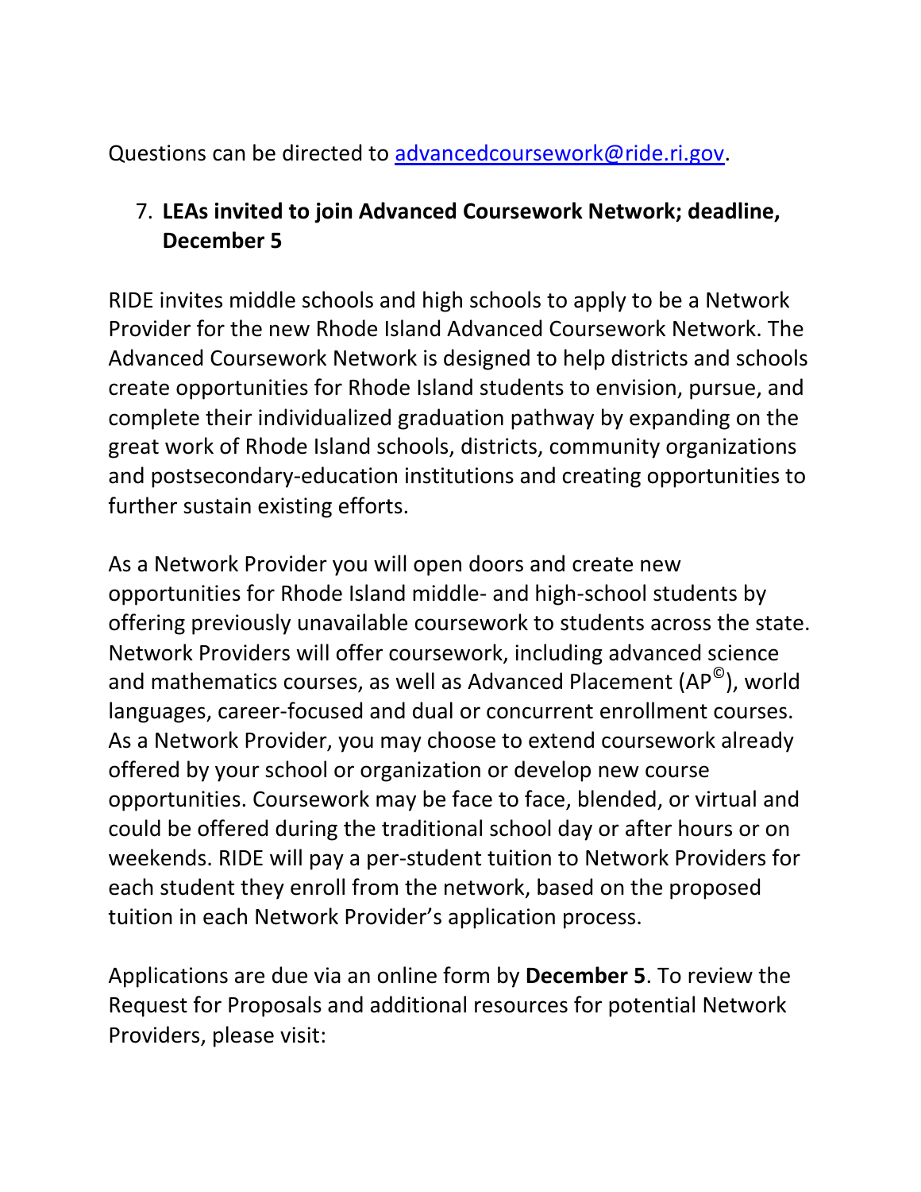Questions can be directed to [advancedcoursework@ride.ri.gov](mailto:advancedcoursework@ride.ri.gov).

7. **LEAs invited to join Advanced Coursework Network; deadline, December 5**

RIDE invites middle schools and high schools to apply to be a Network Provider for the new Rhode Island Advanced Coursework Network. The Advanced Coursework Network is designed to help districts and schools create opportunities for Rhode Island students to envision, pursue, and complete their individualized graduation pathway by expanding on the great work of Rhode Island schools, districts, community organizations and postsecondary-education institutions and creating opportunities to further sustain existing efforts.

As a Network Provider you will open doors and create new opportunities for Rhode Island middle- and high-school students by offering previously unavailable coursework to students across the state. Network Providers will offer coursework, including advanced science and mathematics courses, as well as Advanced Placement (AP©), world languages, career-focused and dual or concurrent enrollment courses. As a Network Provider, you may choose to extend coursework already offered by your school or organization or develop new course opportunities. Coursework may be face to face, blended, or virtual and could be offered during the traditional school day or after hours or on weekends. RIDE will pay a per-student tuition to Network Providers for each student they enroll from the network, based on the proposed tuition in each Network Provider's application process.

Applications are due via an online form by **December 5**. To review the Request for Proposals and additional resources for potential Network Providers, please visit: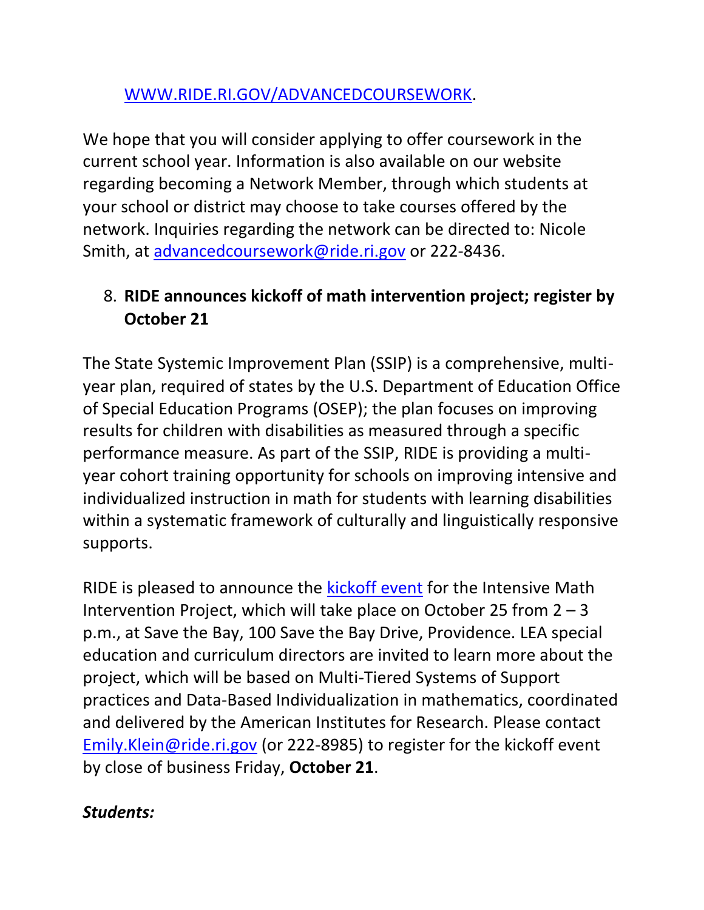[WWW.RIDE.RI.GOV/ADVANCEDCOURSEWORK](WWW.RIDE.RI.GOV/ADVANCEDCOURSEWORK).

We hope that you will consider applying to offer coursework in the current school year. Information is also available on our website regarding becoming a Network Member, through which students at your school or district may choose to take courses offered by the network. Inquiries regarding the network can be directed to: Nicole Smith, at advancedcoursework@ride.ri.gov or 222-8436.

8. **RIDE announces kickoff of math intervention project; register by October 21**

The State Systemic Improvement Plan (SSIP) is a comprehensive, multi-year plan, required of states by the U.S. Department of Education Office of Special Education Programs (OSEP); the plan focuses on improving results for children with disabilities as measured through a specific performance measure. As part of the SSIP, RIDE is providing a multi-year cohort training opportunity for schools on improving intensive and individualized instruction in math for students with learning disabilities within a systematic framework of culturally and linguistically responsive supports.

RIDE is pleased to announce the kickoff event for the Intensive Math Intervention Project, which will take place on October 25 from 2 – 3 p.m., at Save the Bay, 100 Save the Bay Drive, Providence. LEA special education and curriculum directors are invited to learn more about the project, which will be based on Multi-Tiered Systems of Support practices and Data-Based Individualization in mathematics, coordinated and delivered by the American Institutes for Research. Please contact Emily.Klein@ride.ri.gov (or 222-8985) to register for the kickoff event by close of business Friday, **October 21**.

***Students:***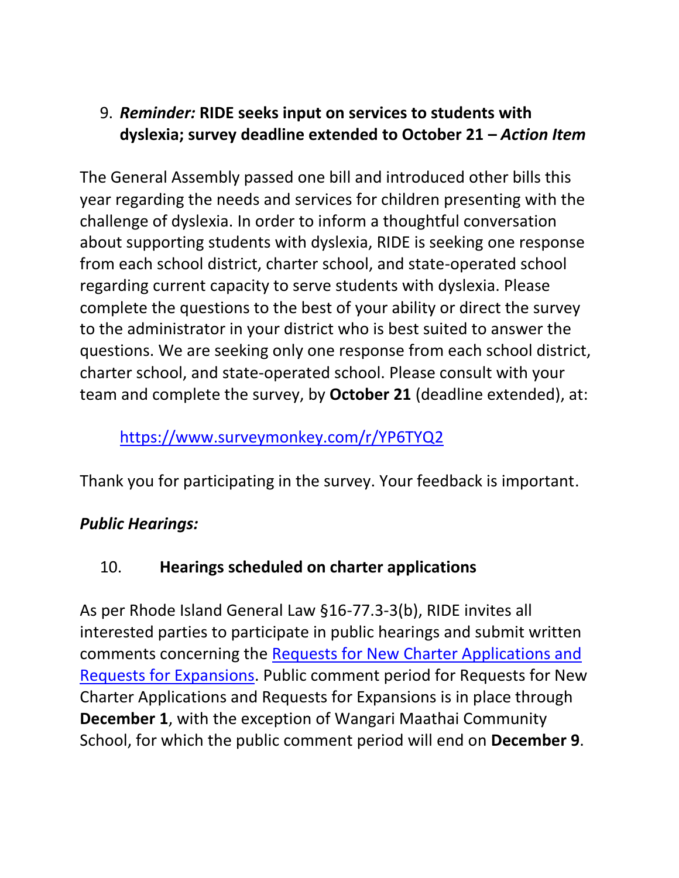9. ***Reminder:* RIDE seeks input on services to students with dyslexia; survey deadline extended to October 21 – *Action Item***

The General Assembly passed one bill and introduced other bills this year regarding the needs and services for children presenting with the challenge of dyslexia. In order to inform a thoughtful conversation about supporting students with dyslexia, RIDE is seeking one response from each school district, charter school, and state-operated school regarding current capacity to serve students with dyslexia. Please complete the questions to the best of your ability or direct the survey to the administrator in your district who is best suited to answer the questions. We are seeking only one response from each school district, charter school, and state-operated school. Please consult with your team and complete the survey, by **October 21** (deadline extended), at:

[https://www.surveymonkey.com/r/YP6TYQ2](https://www.surveymonkey.com/r/YP6TYQ2)

Thank you for participating in the survey. Your feedback is important.

***Public Hearings:***

10. **Hearings scheduled on charter applications**

As per Rhode Island General Law §16-77.3-3(b), RIDE invites all interested parties to participate in public hearings and submit written comments concerning the Requests for New Charter Applications and Requests for Expansions. Public comment period for Requests for New Charter Applications and Requests for Expansions is in place through **December 1**, with the exception of Wangari Maathai Community School, for which the public comment period will end on **December 9**.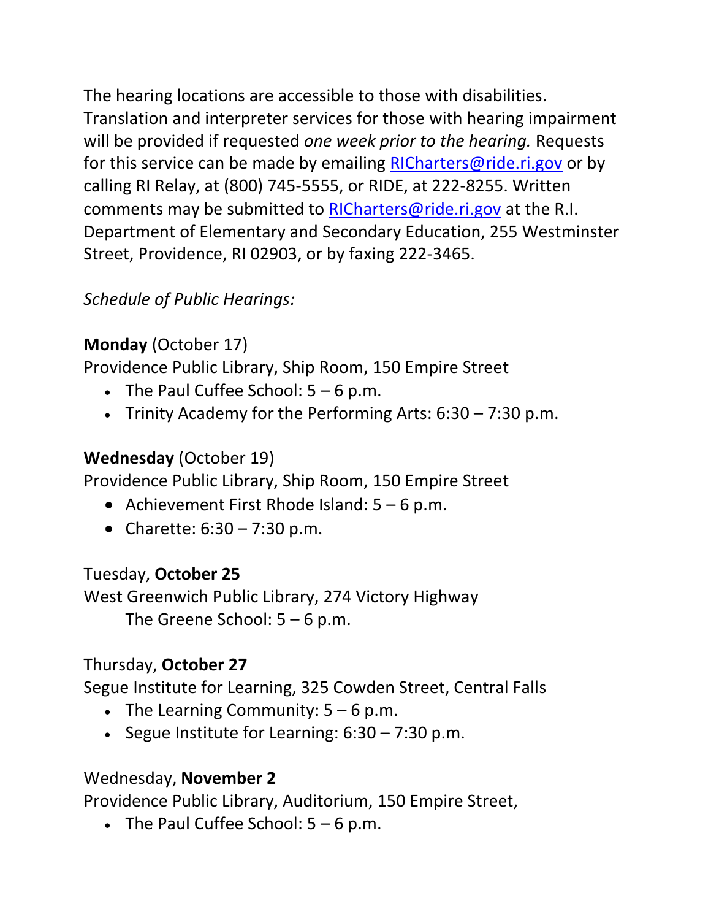The hearing locations are accessible to those with disabilities. Translation and interpreter services for those with hearing impairment will be provided if requested *one week prior to the hearing.* Requests for this service can be made by emailing RICharters@ride.ri.gov or by calling RI Relay, at (800) 745-5555, or RIDE, at 222-8255. Written comments may be submitted to RICharters@ride.ri.gov at the R.I. Department of Elementary and Secondary Education, 255 Westminster Street, Providence, RI 02903, or by faxing 222-3465.

*Schedule of Public Hearings:*

**Monday** (October 17)
Providence Public Library, Ship Room, 150 Empire Street

- The Paul Cuffee School: 5 – 6 p.m.
- Trinity Academy for the Performing Arts: 6:30 – 7:30 p.m.

**Wednesday** (October 19)
Providence Public Library, Ship Room, 150 Empire Street

- Achievement First Rhode Island: 5 – 6 p.m.
- Charette: 6:30 – 7:30 p.m.

Tuesday, **October 25**
West Greenwich Public Library, 274 Victory Highway
The Greene School: 5 – 6 p.m.

Thursday, **October 27**
Segue Institute for Learning, 325 Cowden Street, Central Falls

- The Learning Community: 5 – 6 p.m.
- Segue Institute for Learning: 6:30 – 7:30 p.m.

Wednesday, **November 2**
Providence Public Library, Auditorium, 150 Empire Street,

- The Paul Cuffee School: 5 – 6 p.m.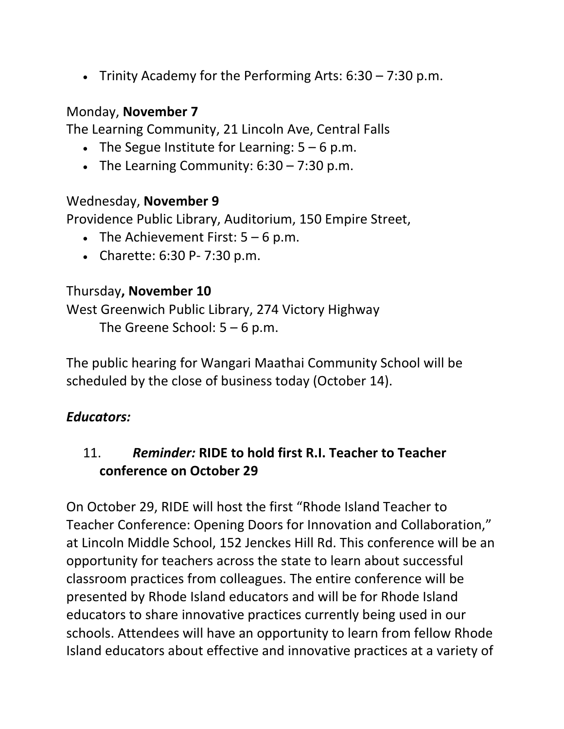- Trinity Academy for the Performing Arts: 6:30 – 7:30 p.m.

Monday, **November 7**
The Learning Community, 21 Lincoln Ave, Central Falls

- The Segue Institute for Learning: 5 – 6 p.m.
- The Learning Community: 6:30 – 7:30 p.m.

Wednesday, **November 9**
Providence Public Library, Auditorium, 150 Empire Street,

- The Achievement First: 5 – 6 p.m.
- Charette: 6:30 P- 7:30 p.m.

Thursday**, November 10**
West Greenwich Public Library, 274 Victory Highway
The Greene School: 5 – 6 p.m.

The public hearing for Wangari Maathai Community School will be scheduled by the close of business today (October 14).

***Educators:***

### 11. *Reminder:* RIDE to hold first R.I. Teacher to Teacher conference on October 29

On October 29, RIDE will host the first "Rhode Island Teacher to Teacher Conference: Opening Doors for Innovation and Collaboration," at Lincoln Middle School, 152 Jenckes Hill Rd. This conference will be an opportunity for teachers across the state to learn about successful classroom practices from colleagues. The entire conference will be presented by Rhode Island educators and will be for Rhode Island educators to share innovative practices currently being used in our schools. Attendees will have an opportunity to learn from fellow Rhode Island educators about effective and innovative practices at a variety of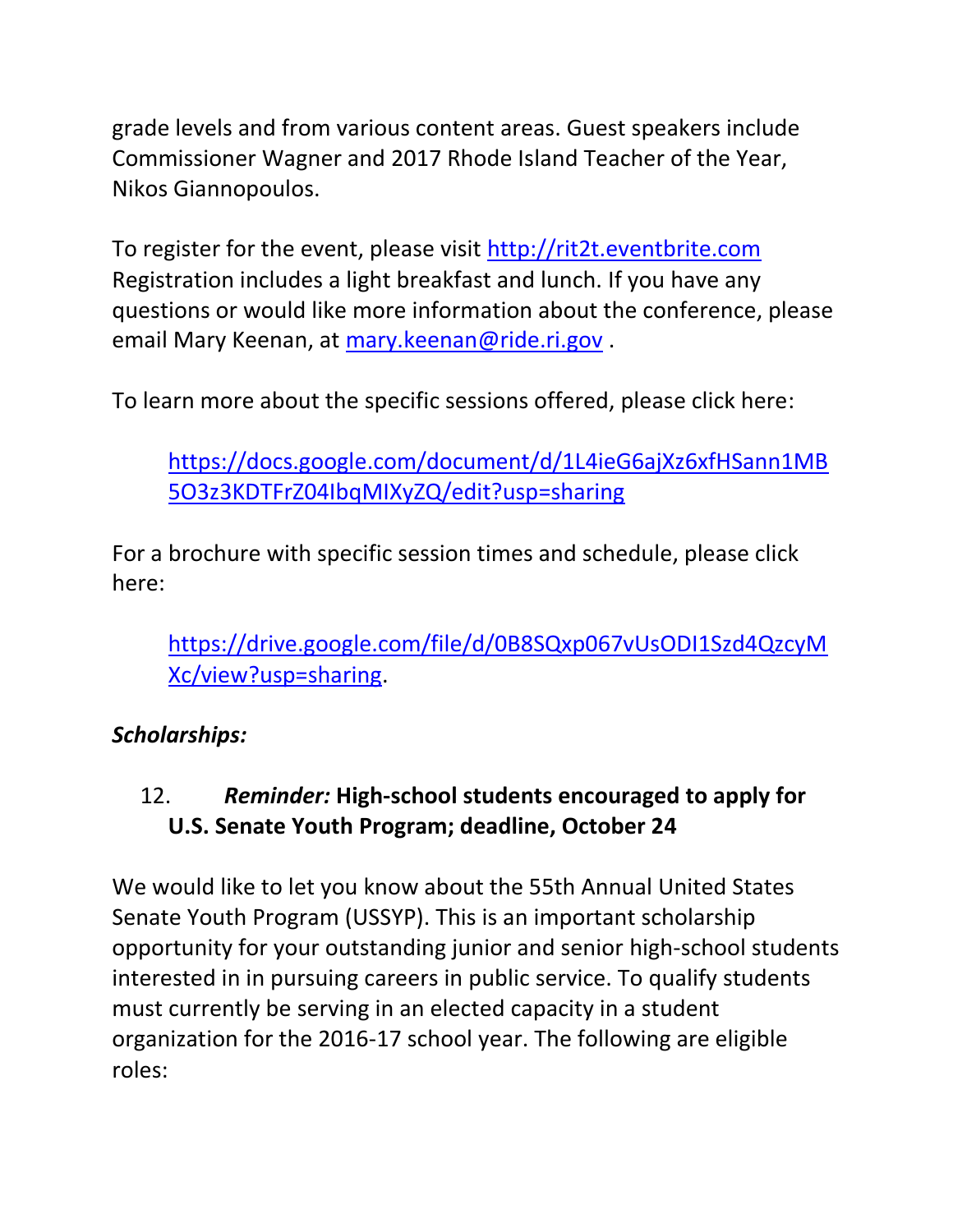grade levels and from various content areas. Guest speakers include Commissioner Wagner and 2017 Rhode Island Teacher of the Year, Nikos Giannopoulos.

To register for the event, please visit [http://rit2t.eventbrite.com](http://rit2t.eventbrite.com) Registration includes a light breakfast and lunch. If you have any questions or would like more information about the conference, please email Mary Keenan, at [mary.keenan@ride.ri.gov](mailto:mary.keenan@ride.ri.gov) .

To learn more about the specific sessions offered, please click here:

> [https://docs.google.com/document/d/1L4ieG6ajXz6xfHSann1MB5O3z3KDTFrZ04IbqMIXyZQ/edit?usp=sharing](https://docs.google.com/document/d/1L4ieG6ajXz6xfHSann1MB5O3z3KDTFrZ04IbqMIXyZQ/edit?usp=sharing)

For a brochure with specific session times and schedule, please click here:

> [https://drive.google.com/file/d/0B8SQxp067vUsODI1Szd4QzcyMXc/view?usp=sharing](https://drive.google.com/file/d/0B8SQxp067vUsODI1Szd4QzcyMXc/view?usp=sharing).

***Scholarships:***

12. ***Reminder:* High-school students encouraged to apply for U.S. Senate Youth Program; deadline, October 24**

We would like to let you know about the 55th Annual United States Senate Youth Program (USSYP). This is an important scholarship opportunity for your outstanding junior and senior high-school students interested in in pursuing careers in public service. To qualify students must currently be serving in an elected capacity in a student organization for the 2016-17 school year. The following are eligible roles: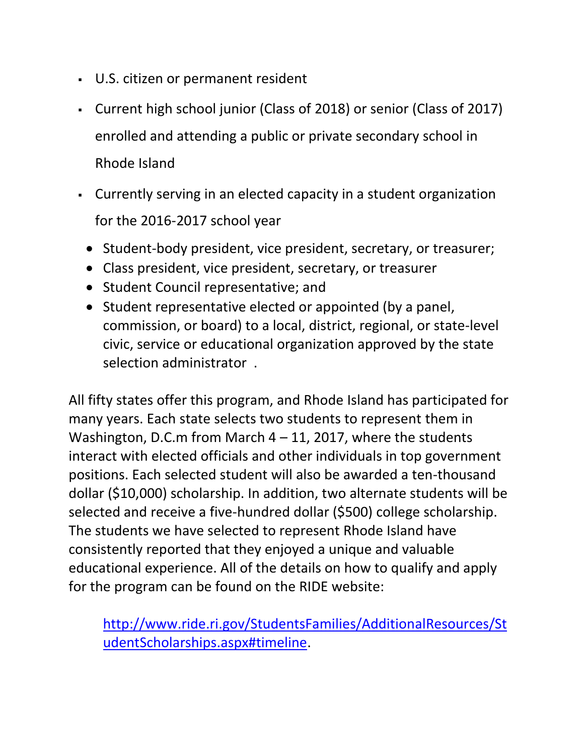- U.S. citizen or permanent resident
- Current high school junior (Class of 2018) or senior (Class of 2017) enrolled and attending a public or private secondary school in Rhode Island
- Currently serving in an elected capacity in a student organization for the 2016-2017 school year
  - Student-body president, vice president, secretary, or treasurer;
  - Class president, vice president, secretary, or treasurer
  - Student Council representative; and
  - Student representative elected or appointed (by a panel, commission, or board) to a local, district, regional, or state-level civic, service or educational organization approved by the state selection administrator .

All fifty states offer this program, and Rhode Island has participated for many years. Each state selects two students to represent them in Washington, D.C.m from March 4 – 11, 2017, where the students interact with elected officials and other individuals in top government positions. Each selected student will also be awarded a ten-thousand dollar ($10,000) scholarship. In addition, two alternate students will be selected and receive a five-hundred dollar ($500) college scholarship. The students we have selected to represent Rhode Island have consistently reported that they enjoyed a unique and valuable educational experience. All of the details on how to qualify and apply for the program can be found on the RIDE website:

> [http://www.ride.ri.gov/StudentsFamilies/AdditionalResources/StudentScholarships.aspx#timeline](http://www.ride.ri.gov/StudentsFamilies/AdditionalResources/StudentScholarships.aspx#timeline).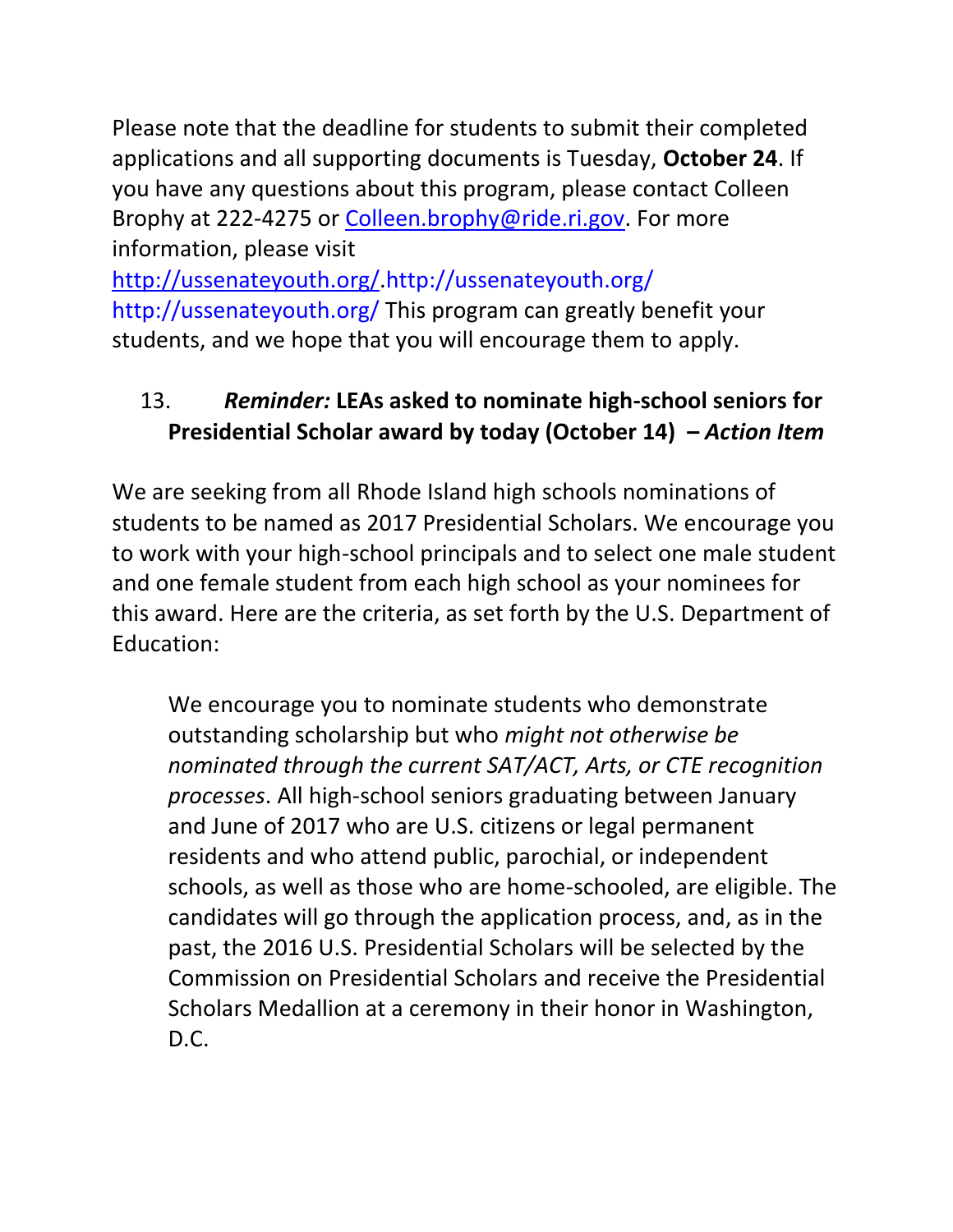Please note that the deadline for students to submit their completed applications and all supporting documents is Tuesday, **October 24**. If you have any questions about this program, please contact Colleen Brophy at 222-4275 or Colleen.brophy@ride.ri.gov. For more information, please visit http://ussenateyouth.org/.http://ussenateyouth.org/ http://ussenateyouth.org/ This program can greatly benefit your students, and we hope that you will encourage them to apply.

### 13. ***Reminder:*** **LEAs asked to nominate high-school seniors for Presidential Scholar award by today (October 14)** ***– Action Item***

We are seeking from all Rhode Island high schools nominations of students to be named as 2017 Presidential Scholars. We encourage you to work with your high-school principals and to select one male student and one female student from each high school as your nominees for this award. Here are the criteria, as set forth by the U.S. Department of Education:

> We encourage you to nominate students who demonstrate outstanding scholarship but who *might not otherwise be nominated through the current SAT/ACT, Arts, or CTE recognition processes*. All high-school seniors graduating between January and June of 2017 who are U.S. citizens or legal permanent residents and who attend public, parochial, or independent schools, as well as those who are home-schooled, are eligible. The candidates will go through the application process, and, as in the past, the 2016 U.S. Presidential Scholars will be selected by the Commission on Presidential Scholars and receive the Presidential Scholars Medallion at a ceremony in their honor in Washington, D.C.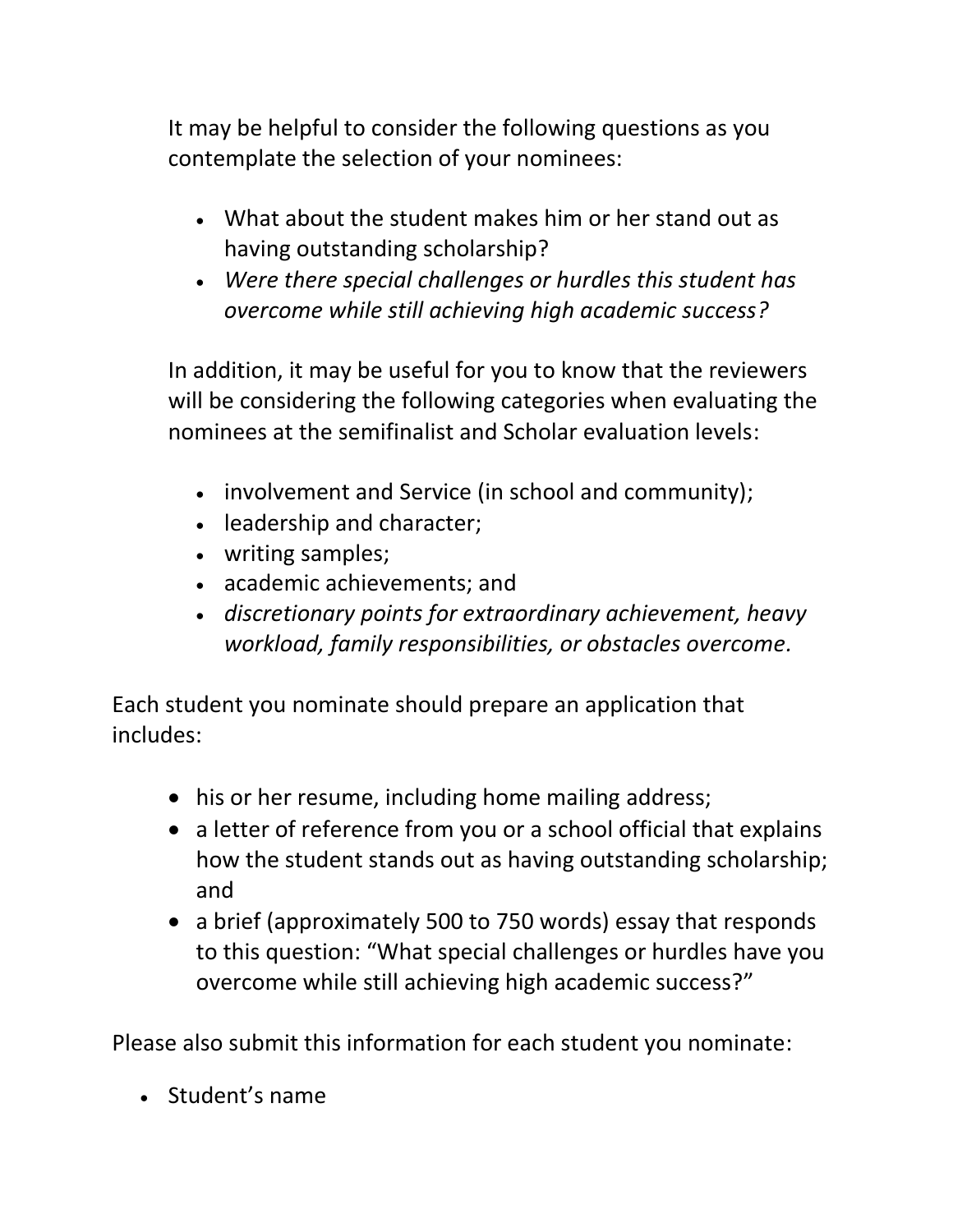It may be helpful to consider the following questions as you contemplate the selection of your nominees:

- What about the student makes him or her stand out as having outstanding scholarship?
- *Were there special challenges or hurdles this student has overcome while still achieving high academic success?*

In addition, it may be useful for you to know that the reviewers will be considering the following categories when evaluating the nominees at the semifinalist and Scholar evaluation levels:

- involvement and Service (in school and community);
- leadership and character;
- writing samples;
- academic achievements; and
- *discretionary points for extraordinary achievement, heavy workload, family responsibilities, or obstacles overcome.*

Each student you nominate should prepare an application that includes:

- his or her resume, including home mailing address;
- a letter of reference from you or a school official that explains how the student stands out as having outstanding scholarship; and
- a brief (approximately 500 to 750 words) essay that responds to this question: "What special challenges or hurdles have you overcome while still achieving high academic success?"

Please also submit this information for each student you nominate:

- Student's name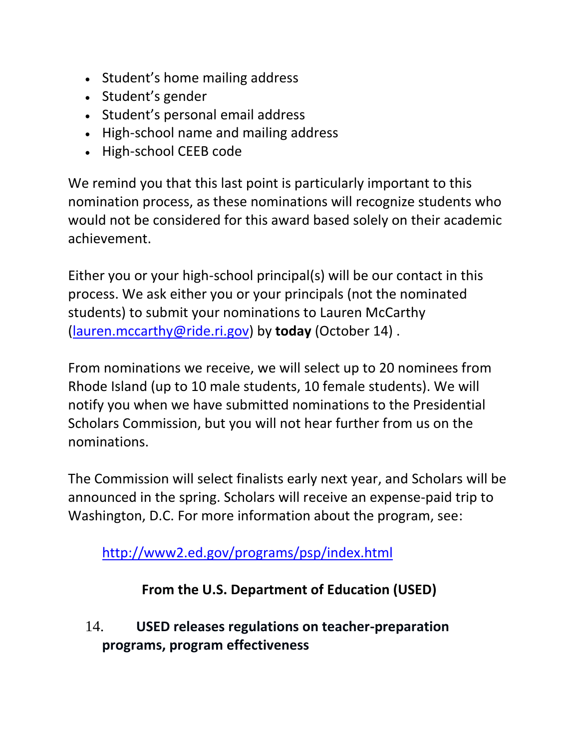- Student's home mailing address
- Student's gender
- Student's personal email address
- High-school name and mailing address
- High-school CEEB code

We remind you that this last point is particularly important to this nomination process, as these nominations will recognize students who would not be considered for this award based solely on their academic achievement.

Either you or your high-school principal(s) will be our contact in this process. We ask either you or your principals (not the nominated students) to submit your nominations to Lauren McCarthy ([lauren.mccarthy@ride.ri.gov](mailto:lauren.mccarthy@ride.ri.gov)) by **today** (October 14) .

From nominations we receive, we will select up to 20 nominees from Rhode Island (up to 10 male students, 10 female students). We will notify you when we have submitted nominations to the Presidential Scholars Commission, but you will not hear further from us on the nominations.

The Commission will select finalists early next year, and Scholars will be announced in the spring. Scholars will receive an expense-paid trip to Washington, D.C. For more information about the program, see:

[http://www2.ed.gov/programs/psp/index.html](http://www2.ed.gov/programs/psp/index.html)

## From the U.S. Department of Education (USED)

### 14. USED releases regulations on teacher-preparation programs, program effectiveness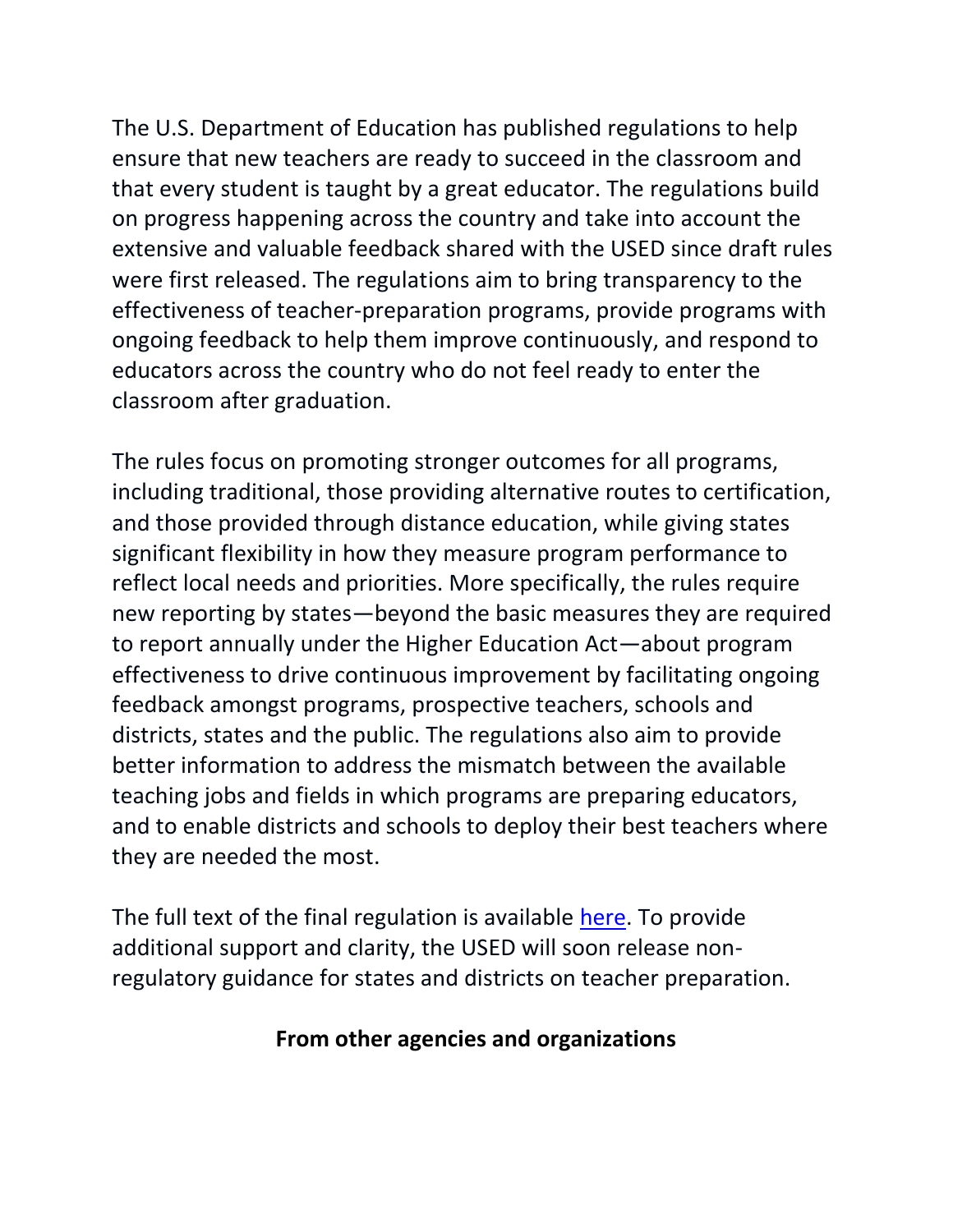The U.S. Department of Education has published regulations to help ensure that new teachers are ready to succeed in the classroom and that every student is taught by a great educator. The regulations build on progress happening across the country and take into account the extensive and valuable feedback shared with the USED since draft rules were first released. The regulations aim to bring transparency to the effectiveness of teacher-preparation programs, provide programs with ongoing feedback to help them improve continuously, and respond to educators across the country who do not feel ready to enter the classroom after graduation.

The rules focus on promoting stronger outcomes for all programs, including traditional, those providing alternative routes to certification, and those provided through distance education, while giving states significant flexibility in how they measure program performance to reflect local needs and priorities. More specifically, the rules require new reporting by states—beyond the basic measures they are required to report annually under the Higher Education Act—about program effectiveness to drive continuous improvement by facilitating ongoing feedback amongst programs, prospective teachers, schools and districts, states and the public. The regulations also aim to provide better information to address the mismatch between the available teaching jobs and fields in which programs are preparing educators, and to enable districts and schools to deploy their best teachers where they are needed the most.

The full text of the final regulation is available here. To provide additional support and clarity, the USED will soon release non-regulatory guidance for states and districts on teacher preparation.

**From other agencies and organizations**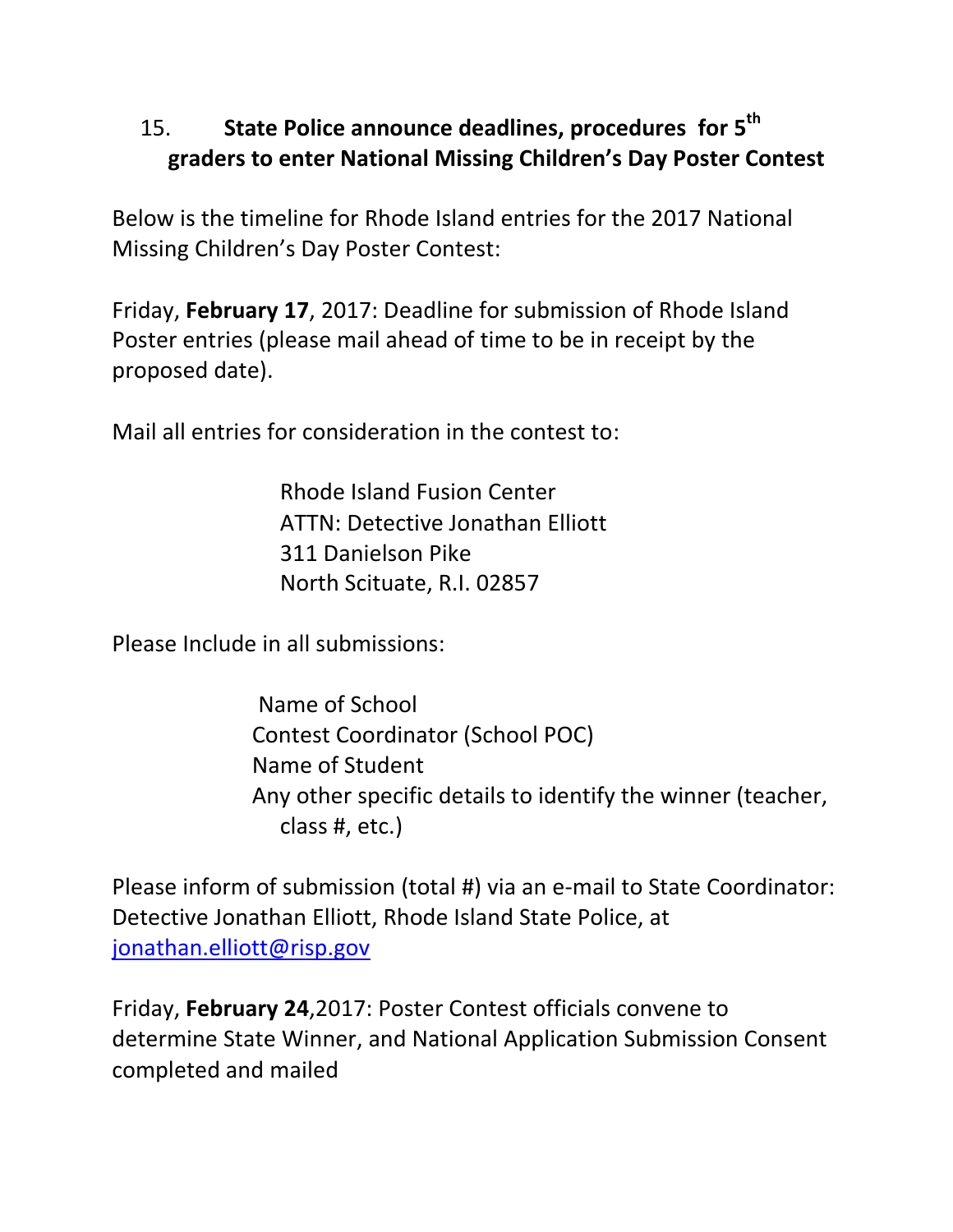## 15. State Police announce deadlines, procedures for 5th graders to enter National Missing Children's Day Poster Contest

Below is the timeline for Rhode Island entries for the 2017 National Missing Children's Day Poster Contest:

Friday, **February 17**, 2017: Deadline for submission of Rhode Island Poster entries (please mail ahead of time to be in receipt by the proposed date).

Mail all entries for consideration in the contest to:

> Rhode Island Fusion Center
> ATTN: Detective Jonathan Elliott
> 311 Danielson Pike
> North Scituate, R.I. 02857

Please Include in all submissions:

> Name of School
> Contest Coordinator (School POC)
> Name of Student
> Any other specific details to identify the winner (teacher, class #, etc.)

Please inform of submission (total #) via an e-mail to State Coordinator: Detective Jonathan Elliott, Rhode Island State Police, at jonathan.elliott@risp.gov

Friday, **February 24**,2017: Poster Contest officials convene to determine State Winner, and National Application Submission Consent completed and mailed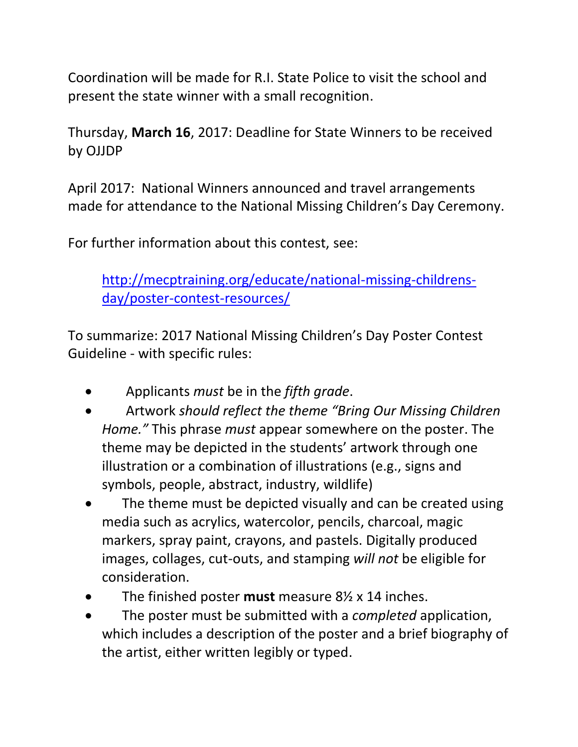Coordination will be made for R.I. State Police to visit the school and present the state winner with a small recognition.

Thursday, **March 16**, 2017: Deadline for State Winners to be received by OJJDP

April 2017: National Winners announced and travel arrangements made for attendance to the National Missing Children's Day Ceremony.

For further information about this contest, see:

> [http://mecptraining.org/educate/national-missing-childrens-day/poster-contest-resources/](http://mecptraining.org/educate/national-missing-childrens-day/poster-contest-resources/)

To summarize: 2017 National Missing Children's Day Poster Contest Guideline - with specific rules:

- Applicants *must* be in the *fifth grade*.
- Artwork *should reflect the theme "Bring Our Missing Children Home."* This phrase *must* appear somewhere on the poster. The theme may be depicted in the students' artwork through one illustration or a combination of illustrations (e.g., signs and symbols, people, abstract, industry, wildlife)
- The theme must be depicted visually and can be created using media such as acrylics, watercolor, pencils, charcoal, magic markers, spray paint, crayons, and pastels. Digitally produced images, collages, cut-outs, and stamping *will not* be eligible for consideration.
- The finished poster **must** measure 8½ x 14 inches.
- The poster must be submitted with a *completed* application, which includes a description of the poster and a brief biography of the artist, either written legibly or typed.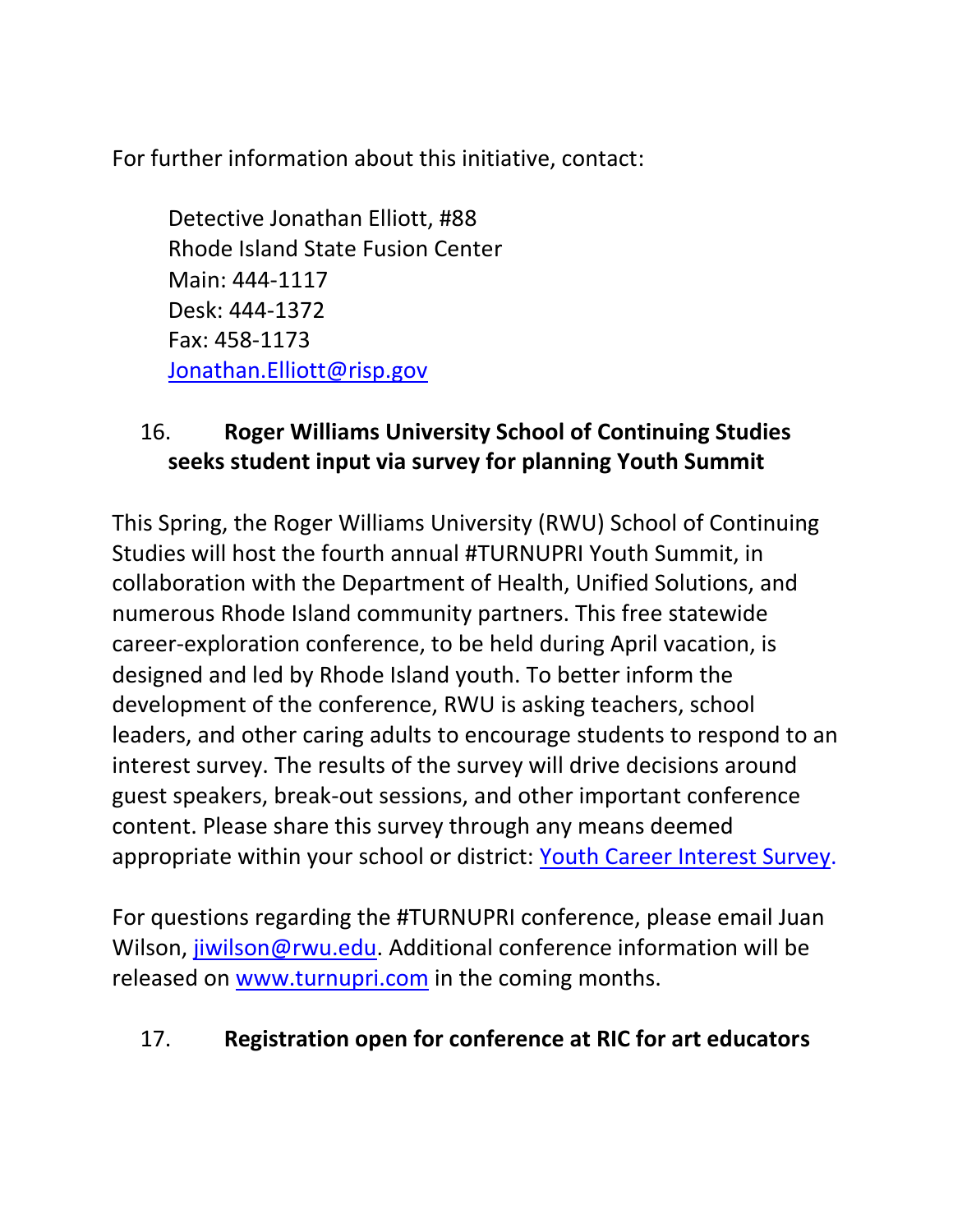For further information about this initiative, contact:

Detective Jonathan Elliott, #88
Rhode Island State Fusion Center
Main: 444-1117
Desk: 444-1372
Fax: 458-1173
Jonathan.Elliott@risp.gov

16. **Roger Williams University School of Continuing Studies seeks student input via survey for planning Youth Summit**

This Spring, the Roger Williams University (RWU) School of Continuing Studies will host the fourth annual #TURNUPRI Youth Summit, in collaboration with the Department of Health, Unified Solutions, and numerous Rhode Island community partners. This free statewide career-exploration conference, to be held during April vacation, is designed and led by Rhode Island youth. To better inform the development of the conference, RWU is asking teachers, school leaders, and other caring adults to encourage students to respond to an interest survey. The results of the survey will drive decisions around guest speakers, break-out sessions, and other important conference content. Please share this survey through any means deemed appropriate within your school or district: Youth Career Interest Survey.

For questions regarding the #TURNUPRI conference, please email Juan Wilson, jiwilson@rwu.edu. Additional conference information will be released on www.turnupri.com in the coming months.

17. **Registration open for conference at RIC for art educators**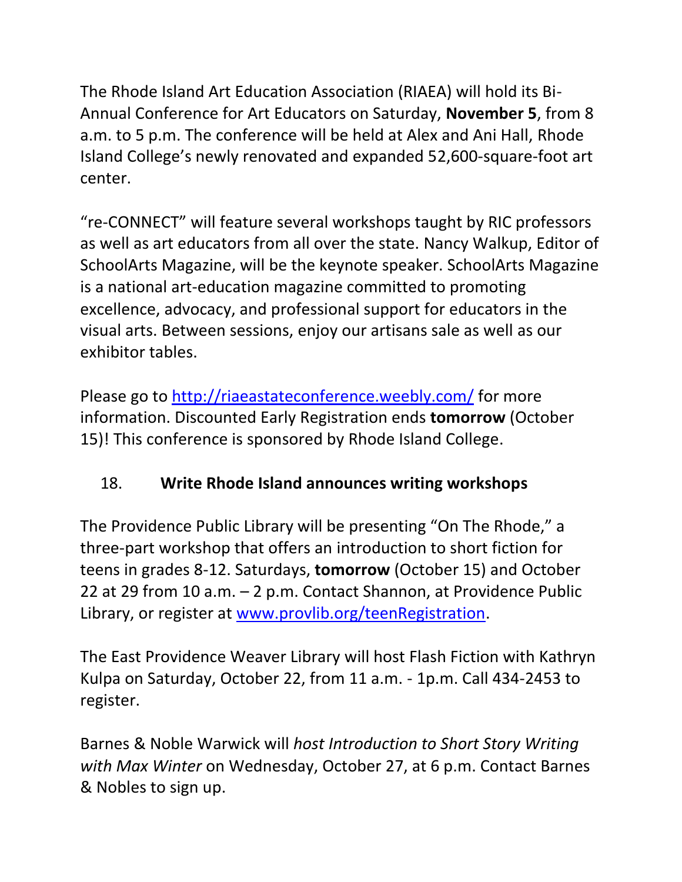The Rhode Island Art Education Association (RIAEA) will hold its Bi-Annual Conference for Art Educators on Saturday, **November 5**, from 8 a.m. to 5 p.m. The conference will be held at Alex and Ani Hall, Rhode Island College's newly renovated and expanded 52,600-square-foot art center.

"re-CONNECT" will feature several workshops taught by RIC professors as well as art educators from all over the state. Nancy Walkup, Editor of SchoolArts Magazine, will be the keynote speaker. SchoolArts Magazine is a national art-education magazine committed to promoting excellence, advocacy, and professional support for educators in the visual arts. Between sessions, enjoy our artisans sale as well as our exhibitor tables.

Please go to [http://riaeastateconference.weebly.com/](http://riaeastateconference.weebly.com/) for more information. Discounted Early Registration ends **tomorrow** (October 15)! This conference is sponsored by Rhode Island College.

## 18. **Write Rhode Island announces writing workshops**

The Providence Public Library will be presenting "On The Rhode," a three-part workshop that offers an introduction to short fiction for teens in grades 8-12. Saturdays, **tomorrow** (October 15) and October 22 at 29 from 10 a.m. – 2 p.m. Contact Shannon, at Providence Public Library, or register at [www.provlib.org/teenRegistration](www.provlib.org/teenRegistration).

The East Providence Weaver Library will host Flash Fiction with Kathryn Kulpa on Saturday, October 22, from 11 a.m. - 1p.m. Call 434-2453 to register.

Barnes & Noble Warwick will *host Introduction to Short Story Writing with Max Winter* on Wednesday, October 27, at 6 p.m. Contact Barnes & Nobles to sign up.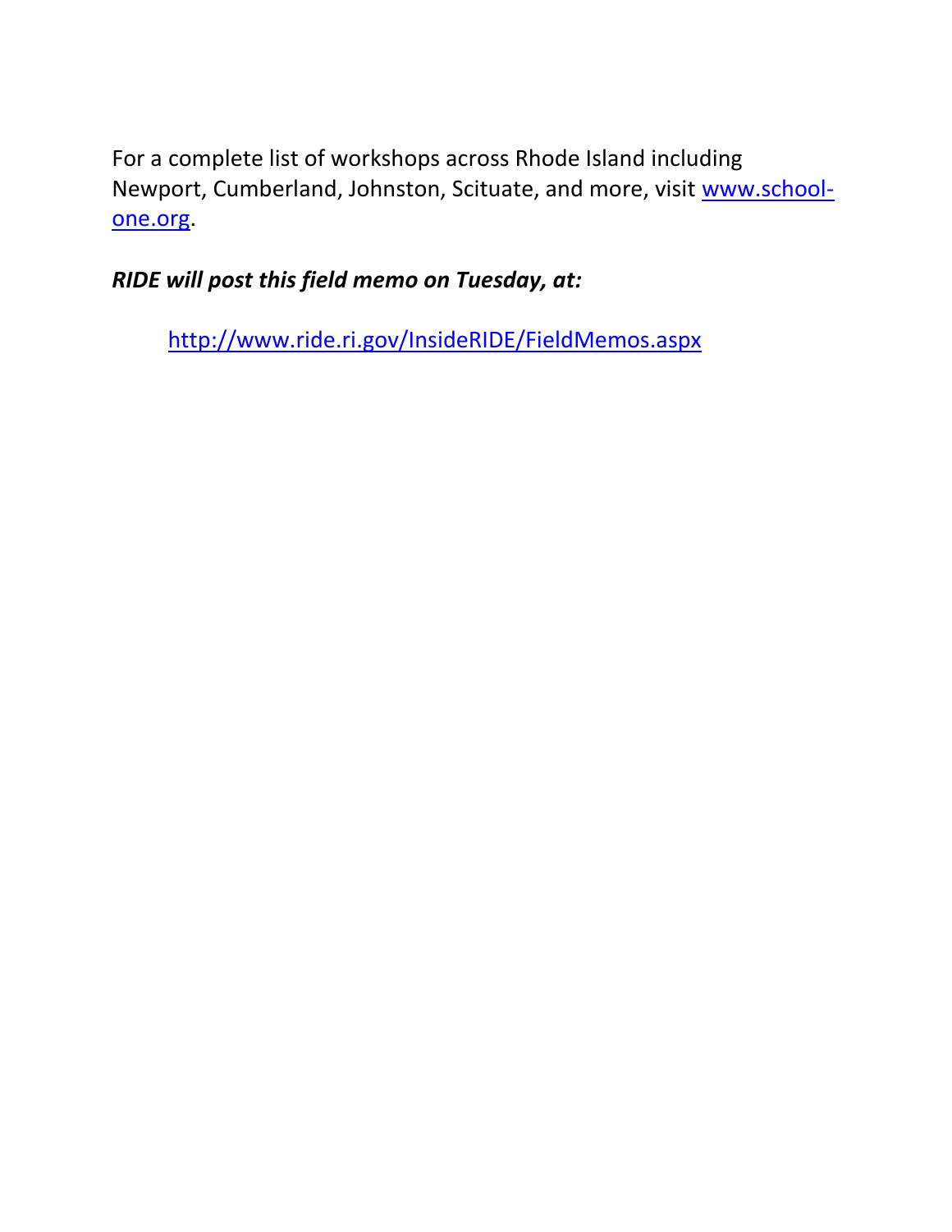For a complete list of workshops across Rhode Island including Newport, Cumberland, Johnston, Scituate, and more, visit [www.school-one.org](http://www.school-one.org).

***RIDE will post this field memo on Tuesday, at:***

[http://www.ride.ri.gov/InsideRIDE/FieldMemos.aspx](http://www.ride.ri.gov/InsideRIDE/FieldMemos.aspx)